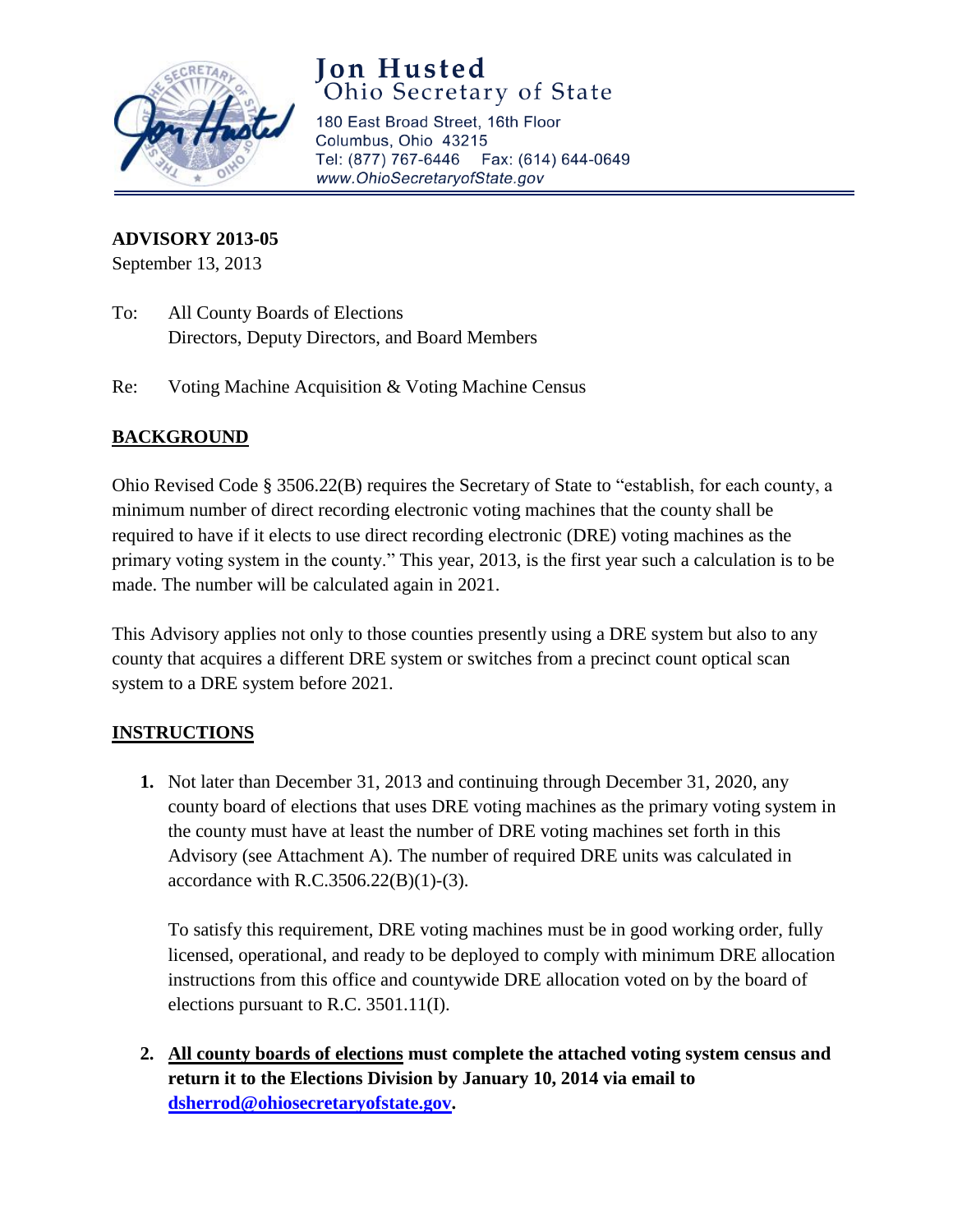**Jon Husted**
Ohio Secretary of State

180 East Broad Street, 16th Floor
Columbus, Ohio 43215
Tel: (877) 767-6446 Fax: (614) 644-0649
*www.OhioSecretaryofState.gov*

**ADVISORY 2013-05**
September 13, 2013

To: All County Boards of Elections
Directors, Deputy Directors, and Board Members

Re: Voting Machine Acquisition & Voting Machine Census

## BACKGROUND

Ohio Revised Code § 3506.22(B) requires the Secretary of State to "establish, for each county, a minimum number of direct recording electronic voting machines that the county shall be required to have if it elects to use direct recording electronic (DRE) voting machines as the primary voting system in the county." This year, 2013, is the first year such a calculation is to be made. The number will be calculated again in 2021.

This Advisory applies not only to those counties presently using a DRE system but also to any county that acquires a different DRE system or switches from a precinct count optical scan system to a DRE system before 2021.

## INSTRUCTIONS

1. Not later than December 31, 2013 and continuing through December 31, 2020, any county board of elections that uses DRE voting machines as the primary voting system in the county must have at least the number of DRE voting machines set forth in this Advisory (see Attachment A). The number of required DRE units was calculated in accordance with R.C.3506.22(B)(1)-(3).

   To satisfy this requirement, DRE voting machines must be in good working order, fully licensed, operational, and ready to be deployed to comply with minimum DRE allocation instructions from this office and countywide DRE allocation voted on by the board of elections pursuant to R.C. 3501.11(I).

2. **All county boards of elections must complete the attached voting system census and return it to the Elections Division by January 10, 2014 via email to dsherrod@ohiosecretaryofstate.gov.**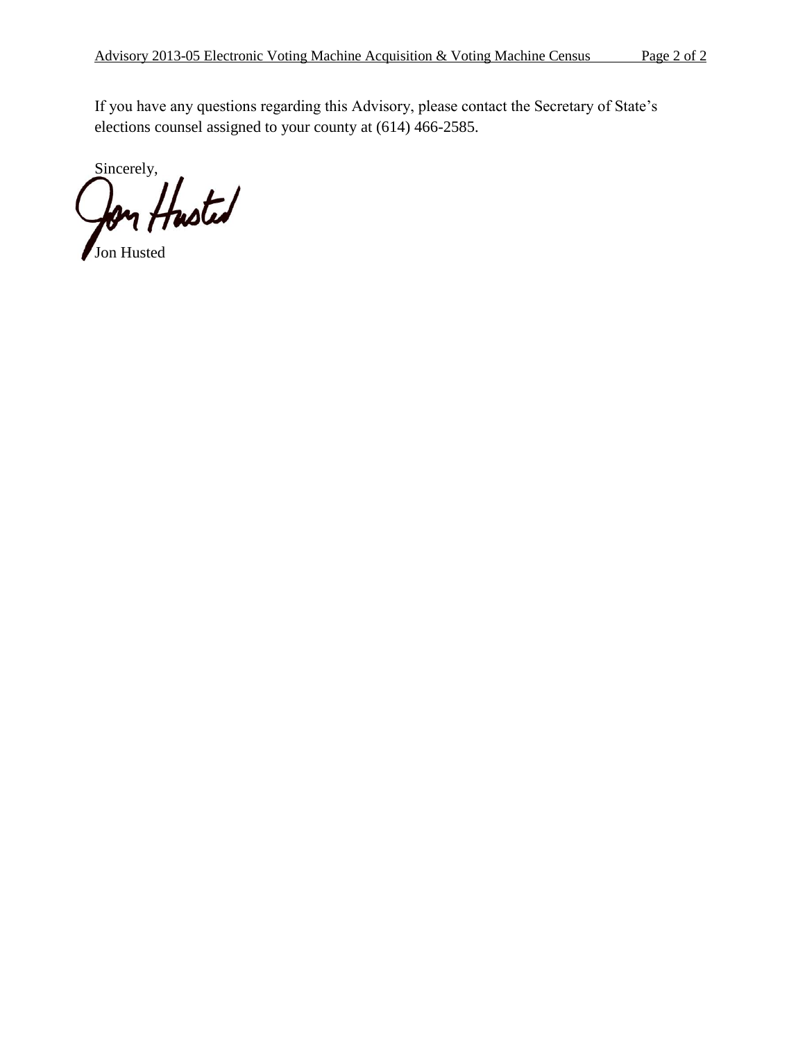If you have any questions regarding this Advisory, please contact the Secretary of State's elections counsel assigned to your county at (614) 466-2585.

Sincerely,

Jon Husted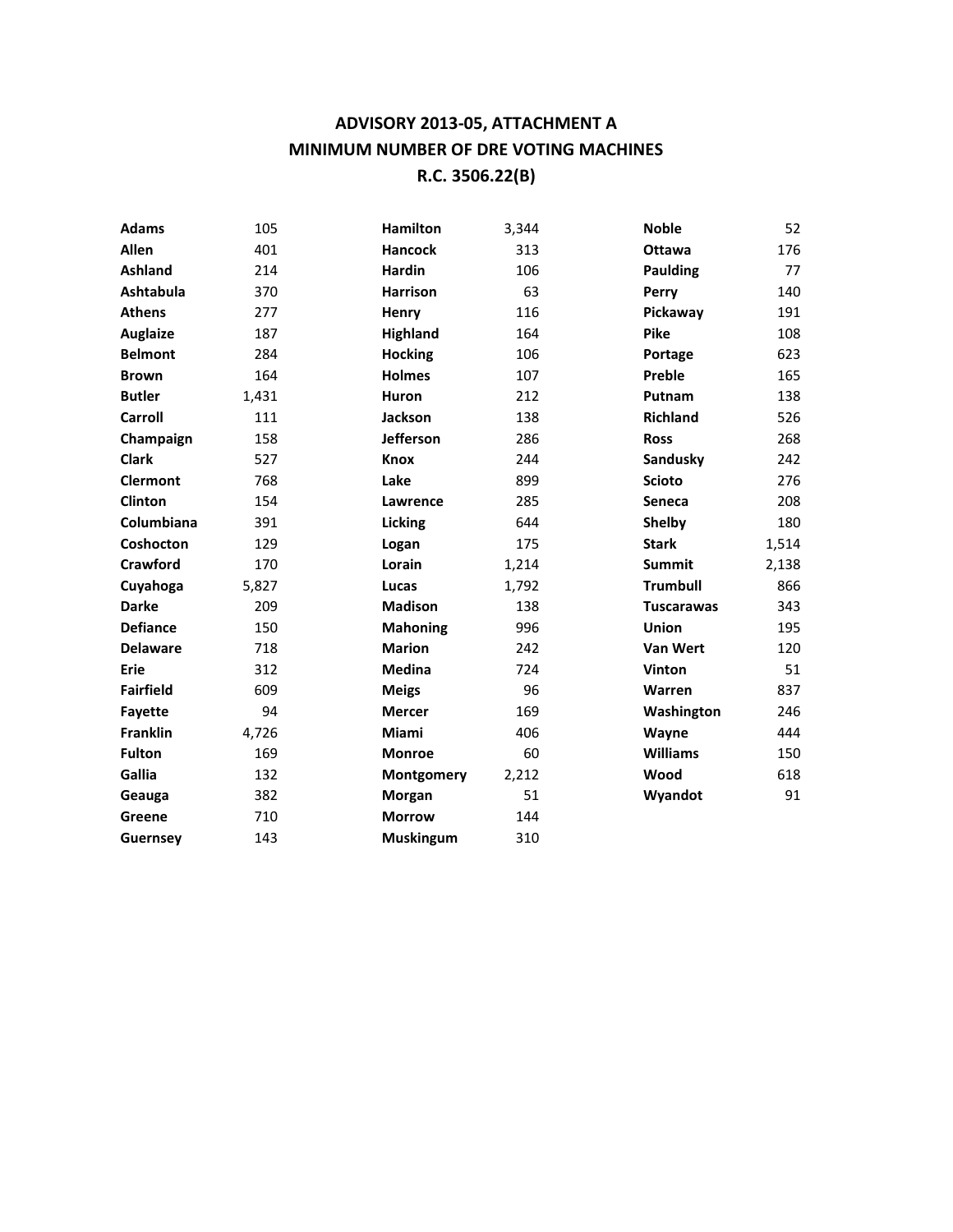## ADVISORY 2013-05, ATTACHMENT A
## MINIMUM NUMBER OF DRE VOTING MACHINES
## R.C. 3506.22(B)

| County | Number |
|---|---|
| **Adams** | 105 |
| **Allen** | 401 |
| **Ashland** | 214 |
| **Ashtabula** | 370 |
| **Athens** | 277 |
| **Auglaize** | 187 |
| **Belmont** | 284 |
| **Brown** | 164 |
| **Butler** | 1,431 |
| **Carroll** | 111 |
| **Champaign** | 158 |
| **Clark** | 527 |
| **Clermont** | 768 |
| **Clinton** | 154 |
| **Columbiana** | 391 |
| **Coshocton** | 129 |
| **Crawford** | 170 |
| **Cuyahoga** | 5,827 |
| **Darke** | 209 |
| **Defiance** | 150 |
| **Delaware** | 718 |
| **Erie** | 312 |
| **Fairfield** | 609 |
| **Fayette** | 94 |
| **Franklin** | 4,726 |
| **Fulton** | 169 |
| **Gallia** | 132 |
| **Geauga** | 382 |
| **Greene** | 710 |
| **Guernsey** | 143 |
| **Hamilton** | 3,344 |
| **Hancock** | 313 |
| **Hardin** | 106 |
| **Harrison** | 63 |
| **Henry** | 116 |
| **Highland** | 164 |
| **Hocking** | 106 |
| **Holmes** | 107 |
| **Huron** | 212 |
| **Jackson** | 138 |
| **Jefferson** | 286 |
| **Knox** | 244 |
| **Lake** | 899 |
| **Lawrence** | 285 |
| **Licking** | 644 |
| **Logan** | 175 |
| **Lorain** | 1,214 |
| **Lucas** | 1,792 |
| **Madison** | 138 |
| **Mahoning** | 996 |
| **Marion** | 242 |
| **Medina** | 724 |
| **Meigs** | 96 |
| **Mercer** | 169 |
| **Miami** | 406 |
| **Monroe** | 60 |
| **Montgomery** | 2,212 |
| **Morgan** | 51 |
| **Morrow** | 144 |
| **Muskingum** | 310 |
| **Noble** | 52 |
| **Ottawa** | 176 |
| **Paulding** | 77 |
| **Perry** | 140 |
| **Pickaway** | 191 |
| **Pike** | 108 |
| **Portage** | 623 |
| **Preble** | 165 |
| **Putnam** | 138 |
| **Richland** | 526 |
| **Ross** | 268 |
| **Sandusky** | 242 |
| **Scioto** | 276 |
| **Seneca** | 208 |
| **Shelby** | 180 |
| **Stark** | 1,514 |
| **Summit** | 2,138 |
| **Trumbull** | 866 |
| **Tuscarawas** | 343 |
| **Union** | 195 |
| **Van Wert** | 120 |
| **Vinton** | 51 |
| **Warren** | 837 |
| **Washington** | 246 |
| **Wayne** | 444 |
| **Williams** | 150 |
| **Wood** | 618 |
| **Wyandot** | 91 |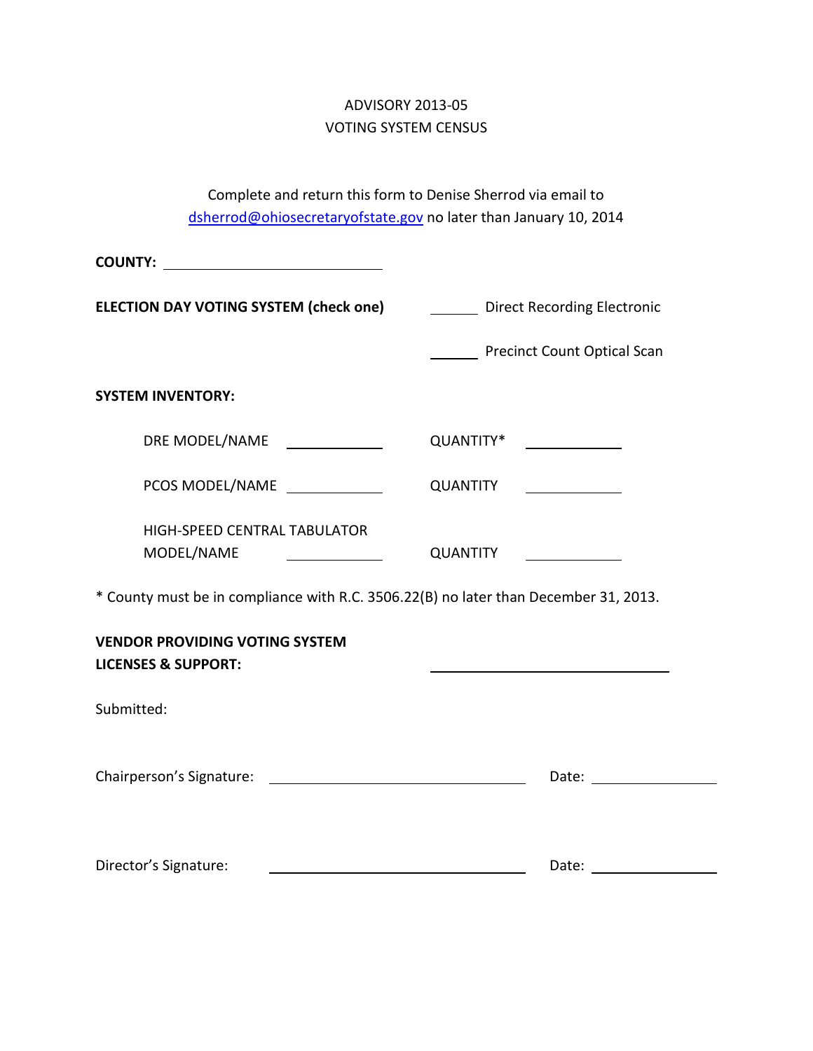# ADVISORY 2013-05
## VOTING SYSTEM CENSUS

Complete and return this form to Denise Sherrod via email to dsherrod@ohiosecretaryofstate.gov no later than January 10, 2014

**COUNTY:** ______________________________

**ELECTION DAY VOTING SYSTEM (check one)**

______ Direct Recording Electronic

______ Precinct Count Optical Scan

**SYSTEM INVENTORY:**

DRE MODEL/NAME ____________ QUANTITY* ____________

PCOS MODEL/NAME ____________ QUANTITY ____________

HIGH-SPEED CENTRAL TABULATOR MODEL/NAME ____________ QUANTITY ____________

* County must be in compliance with R.C. 3506.22(B) no later than December 31, 2013.

**VENDOR PROVIDING VOTING SYSTEM LICENSES & SUPPORT:** ______________________________

Submitted:

Chairperson's Signature: ______________________________ Date: ______________

Director's Signature: ______________________________ Date: ______________